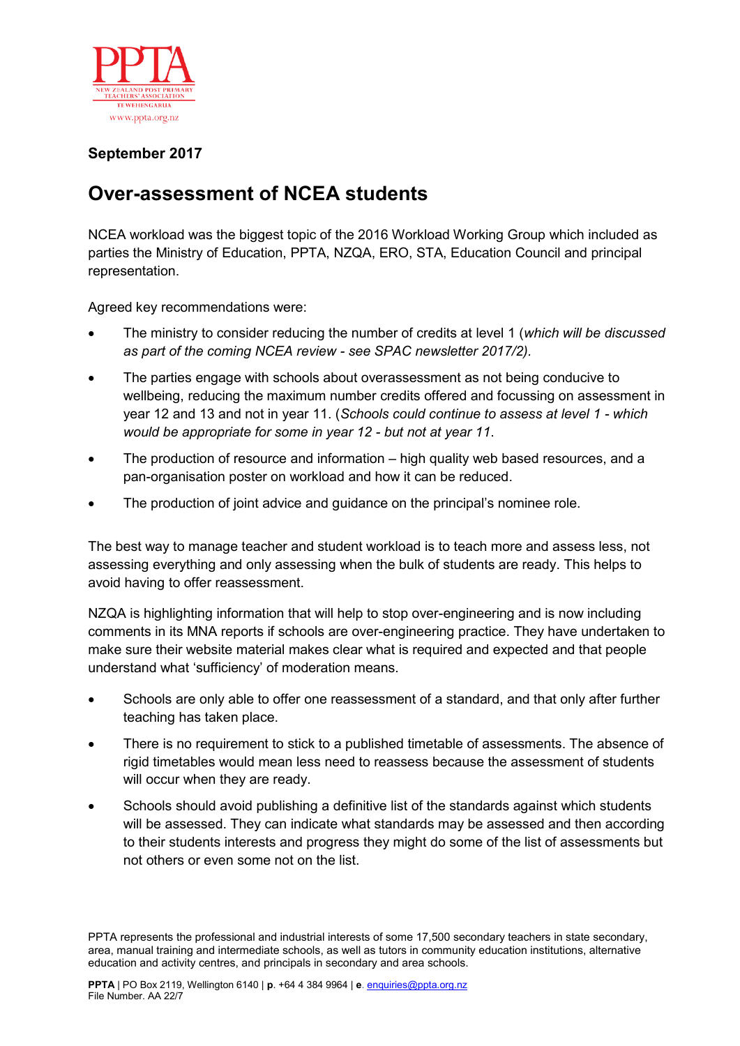PPTA

NEW ZEALAND POST PRIMARY TEACHERS' ASSOCIATION

TE WEHENGARUA

www.ppta.org.nz

**September 2017**

# Over-assessment of NCEA students

NCEA workload was the biggest topic of the 2016 Workload Working Group which included as parties the Ministry of Education, PPTA, NZQA, ERO, STA, Education Council and principal representation.

Agreed key recommendations were:

- The ministry to consider reducing the number of credits at level 1 (*which will be discussed as part of the coming NCEA review - see SPAC newsletter 2017/2).*
- The parties engage with schools about overassessment as not being conducive to wellbeing, reducing the maximum number credits offered and focussing on assessment in year 12 and 13 and not in year 11. (*Schools could continue to assess at level 1 - which would be appropriate for some in year 12 - but not at year 11*.
- The production of resource and information – high quality web based resources, and a pan-organisation poster on workload and how it can be reduced.
- The production of joint advice and guidance on the principal's nominee role.

The best way to manage teacher and student workload is to teach more and assess less, not assessing everything and only assessing when the bulk of students are ready. This helps to avoid having to offer reassessment.

NZQA is highlighting information that will help to stop over-engineering and is now including comments in its MNA reports if schools are over-engineering practice. They have undertaken to make sure their website material makes clear what is required and expected and that people understand what 'sufficiency' of moderation means.

- Schools are only able to offer one reassessment of a standard, and that only after further teaching has taken place.
- There is no requirement to stick to a published timetable of assessments. The absence of rigid timetables would mean less need to reassess because the assessment of students will occur when they are ready.
- Schools should avoid publishing a definitive list of the standards against which students will be assessed. They can indicate what standards may be assessed and then according to their students interests and progress they might do some of the list of assessments but not others or even some not on the list.

PPTA represents the professional and industrial interests of some 17,500 secondary teachers in state secondary, area, manual training and intermediate schools, as well as tutors in community education institutions, alternative education and activity centres, and principals in secondary and area schools.

**PPTA** | PO Box 2119, Wellington 6140 | **p**. +64 4 384 9964 | **e**. enquiries@ppta.org.nz
File Number. AA 22/7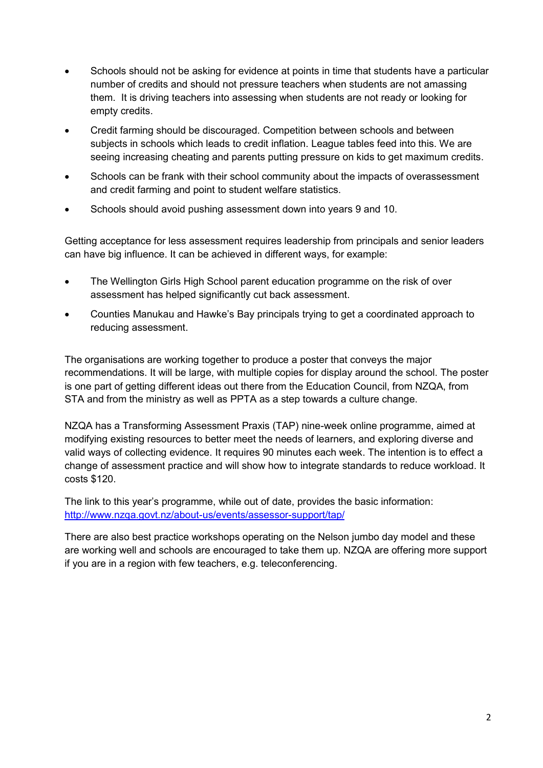- Schools should not be asking for evidence at points in time that students have a particular number of credits and should not pressure teachers when students are not amassing them. It is driving teachers into assessing when students are not ready or looking for empty credits.
- Credit farming should be discouraged. Competition between schools and between subjects in schools which leads to credit inflation. League tables feed into this. We are seeing increasing cheating and parents putting pressure on kids to get maximum credits.
- Schools can be frank with their school community about the impacts of overassessment and credit farming and point to student welfare statistics.
- Schools should avoid pushing assessment down into years 9 and 10.

Getting acceptance for less assessment requires leadership from principals and senior leaders can have big influence. It can be achieved in different ways, for example:

- The Wellington Girls High School parent education programme on the risk of over assessment has helped significantly cut back assessment.
- Counties Manukau and Hawke's Bay principals trying to get a coordinated approach to reducing assessment.

The organisations are working together to produce a poster that conveys the major recommendations. It will be large, with multiple copies for display around the school. The poster is one part of getting different ideas out there from the Education Council, from NZQA, from STA and from the ministry as well as PPTA as a step towards a culture change.

NZQA has a Transforming Assessment Praxis (TAP) nine-week online programme, aimed at modifying existing resources to better meet the needs of learners, and exploring diverse and valid ways of collecting evidence. It requires 90 minutes each week. The intention is to effect a change of assessment practice and will show how to integrate standards to reduce workload. It costs $120.

The link to this year's programme, while out of date, provides the basic information: [http://www.nzqa.govt.nz/about-us/events/assessor-support/tap/](http://www.nzqa.govt.nz/about-us/events/assessor-support/tap/)

There are also best practice workshops operating on the Nelson jumbo day model and these are working well and schools are encouraged to take them up. NZQA are offering more support if you are in a region with few teachers, e.g. teleconferencing.